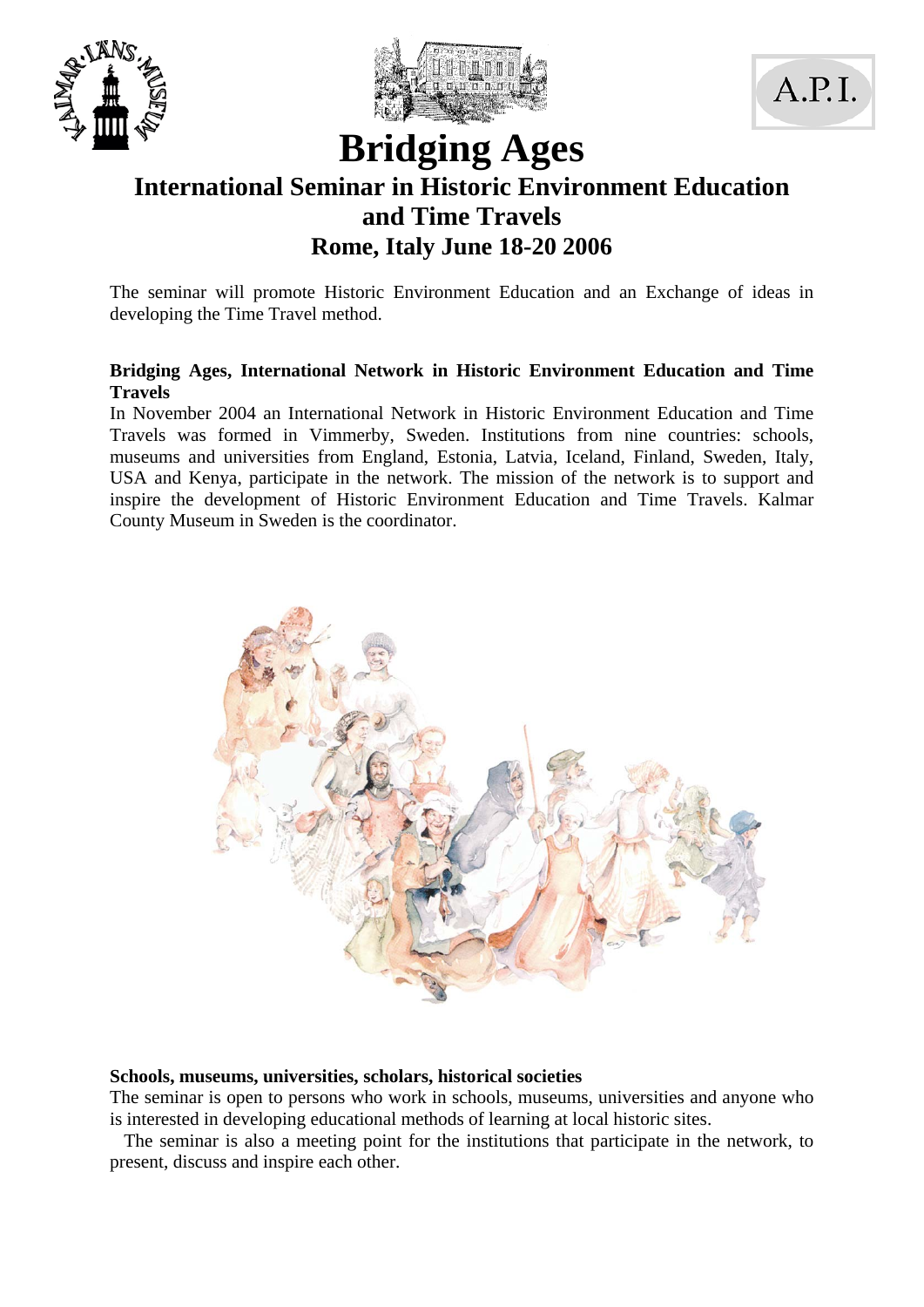# Bridging Ages

## International Seminar in Historic Environment Education and Time Travels

## Rome, Italy June 18-20 2006

The seminar will promote Historic Environment Education and an Exchange of ideas in developing the Time Travel method.

**Bridging Ages, International Network in Historic Environment Education and Time Travels**

In November 2004 an International Network in Historic Environment Education and Time Travels was formed in Vimmerby, Sweden. Institutions from nine countries: schools, museums and universities from England, Estonia, Latvia, Iceland, Finland, Sweden, Italy, USA and Kenya, participate in the network. The mission of the network is to support and inspire the development of Historic Environment Education and Time Travels. Kalmar County Museum in Sweden is the coordinator.

**Schools, museums, universities, scholars, historical societies**

The seminar is open to persons who work in schools, museums, universities and anyone who is interested in developing educational methods of learning at local historic sites.

The seminar is also a meeting point for the institutions that participate in the network, to present, discuss and inspire each other.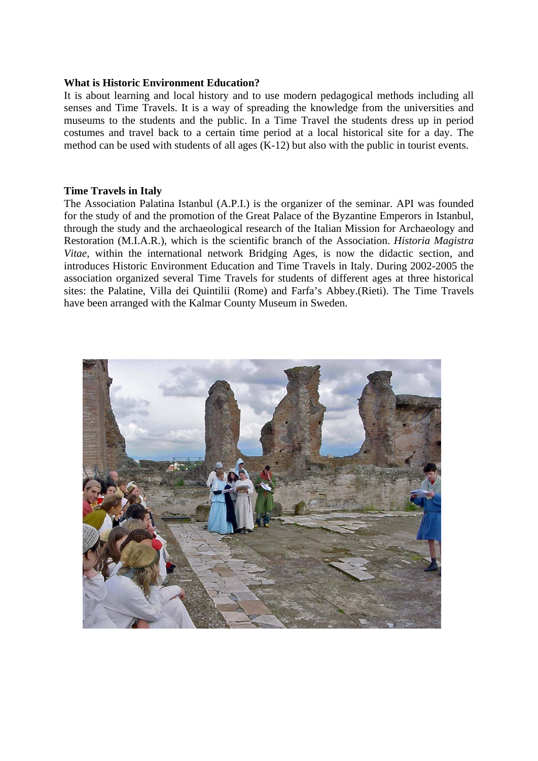**What is Historic Environment Education?**

It is about learning and local history and to use modern pedagogical methods including all senses and Time Travels. It is a way of spreading the knowledge from the universities and museums to the students and the public. In a Time Travel the students dress up in period costumes and travel back to a certain time period at a local historical site for a day. The method can be used with students of all ages (K-12) but also with the public in tourist events.

**Time Travels in Italy**

The Association Palatina Istanbul (A.P.I.) is the organizer of the seminar. API was founded for the study of and the promotion of the Great Palace of the Byzantine Emperors in Istanbul, through the study and the archaeological research of the Italian Mission for Archaeology and Restoration (M.I.A.R.), which is the scientific branch of the Association. *Historia Magistra Vitae*, within the international network Bridging Ages, is now the didactic section, and introduces Historic Environment Education and Time Travels in Italy. During 2002-2005 the association organized several Time Travels for students of different ages at three historical sites: the Palatine, Villa dei Quintilii (Rome) and Farfa's Abbey.(Rieti). The Time Travels have been arranged with the Kalmar County Museum in Sweden.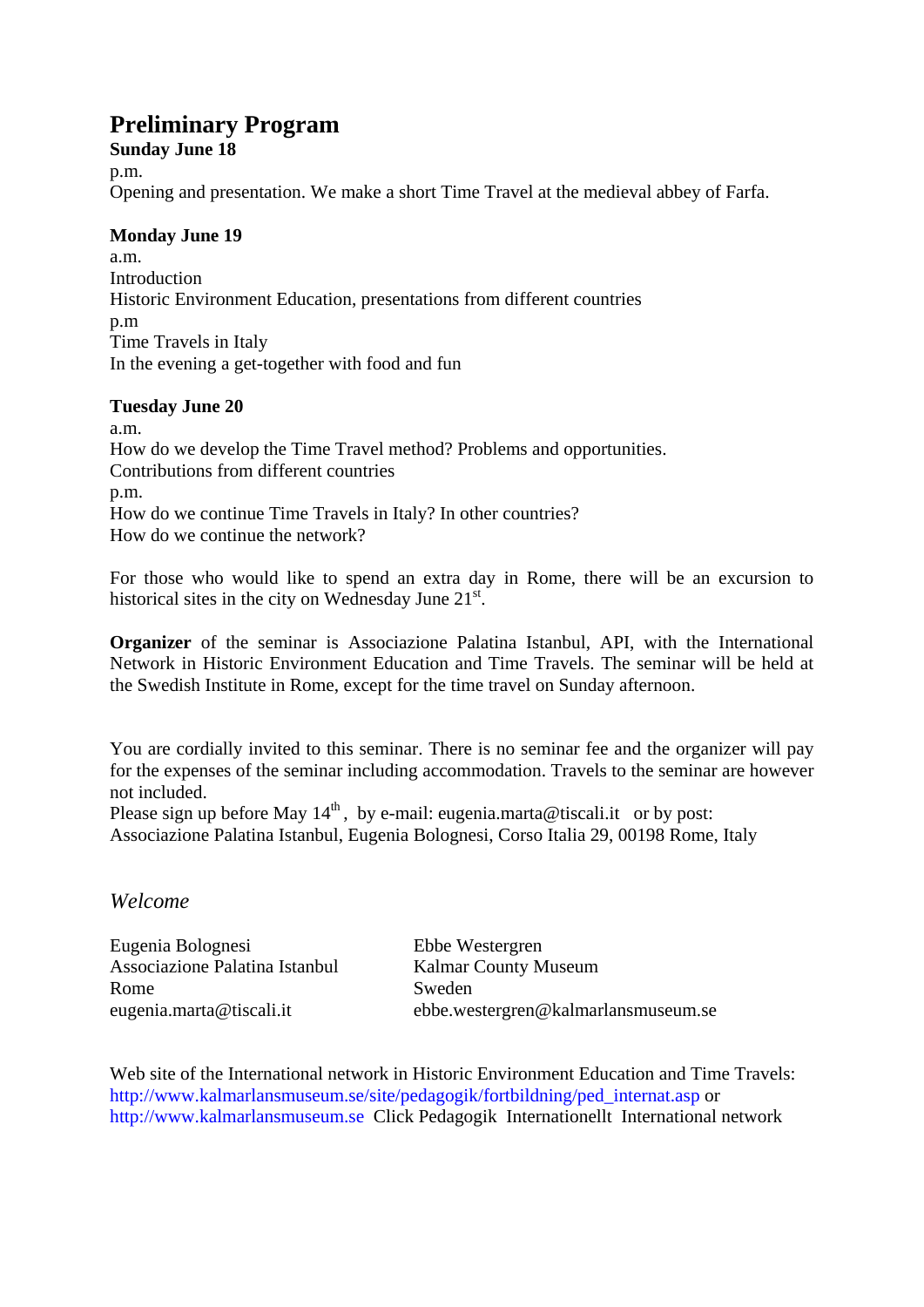# Preliminary Program

**Sunday June 18**

p.m.

Opening and presentation. We make a short Time Travel at the medieval abbey of Farfa.

**Monday June 19**

a.m.

Introduction

Historic Environment Education, presentations from different countries

p.m

Time Travels in Italy

In the evening a get-together with food and fun

**Tuesday June 20**

a.m.

How do we develop the Time Travel method? Problems and opportunities.

Contributions from different countries

p.m.

How do we continue Time Travels in Italy? In other countries?

How do we continue the network?

For those who would like to spend an extra day in Rome, there will be an excursion to historical sites in the city on Wednesday June 21st.

**Organizer** of the seminar is Associazione Palatina Istanbul, API, with the International Network in Historic Environment Education and Time Travels. The seminar will be held at the Swedish Institute in Rome, except for the time travel on Sunday afternoon.

You are cordially invited to this seminar. There is no seminar fee and the organizer will pay for the expenses of the seminar including accommodation. Travels to the seminar are however not included.

Please sign up before May 14th, by e-mail: eugenia.marta@tiscali.it or by post: Associazione Palatina Istanbul, Eugenia Bolognesi, Corso Italia 29, 00198 Rome, Italy

*Welcome*

Eugenia Bolognesi
Associazione Palatina Istanbul
Rome
eugenia.marta@tiscali.it

Ebbe Westergren
Kalmar County Museum
Sweden
ebbe.westergren@kalmarlansmuseum.se

Web site of the International network in Historic Environment Education and Time Travels:
http://www.kalmarlansmuseum.se/site/pedagogik/fortbildning/ped_internat.asp or
http://www.kalmarlansmuseum.se Click Pedagogik Internationellt International network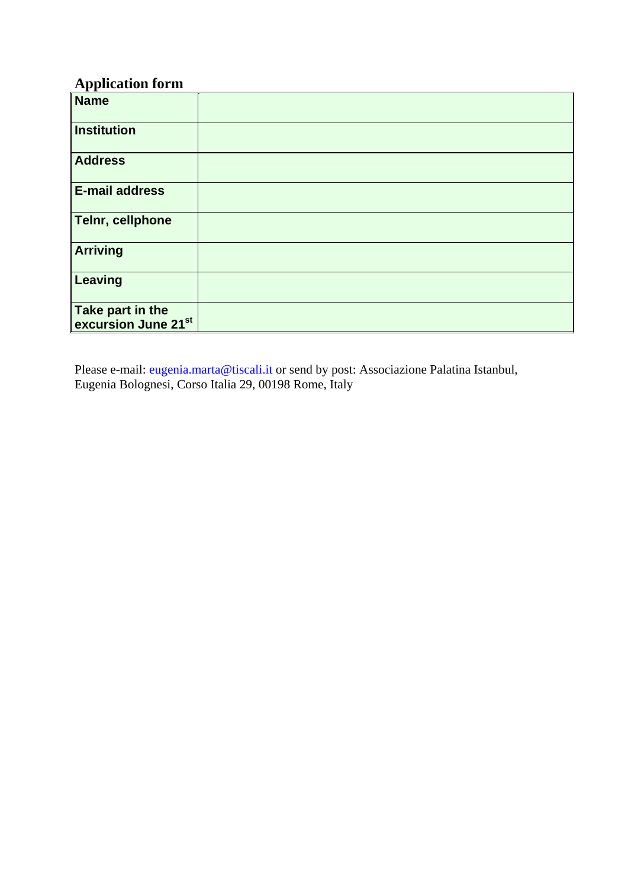## Application form

| | |
|---|---|
| **Name** | |
| **Institution** | |
| **Address** | |
| **E-mail address** | |
| **Telnr, cellphone** | |
| **Arriving** | |
| **Leaving** | |
| **Take part in the excursion June 21st** | |

Please e-mail: eugenia.marta@tiscali.it or send by post: Associazione Palatina Istanbul, Eugenia Bolognesi, Corso Italia 29, 00198 Rome, Italy